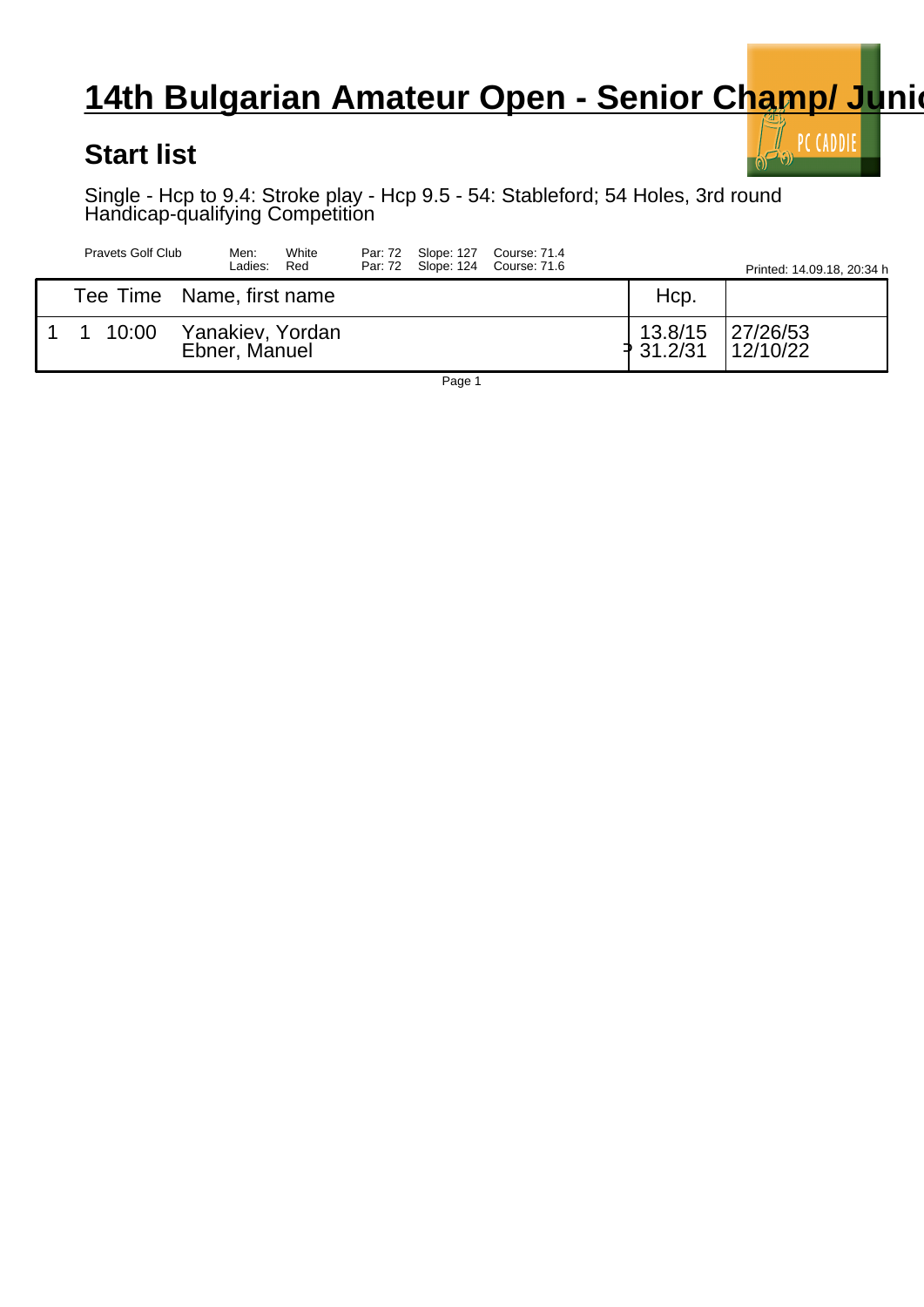# 14th Bulgarian Amateur Open - Senior Champ/ Junio

## Start list

Single - Hcp to 9.4: Stroke play - Hcp 9.5 - 54: Stableford; 54 Holes, 3rd round
Handicap-qualifying Competition

| Pravets Golf Club | Men: | White | Par: 72 | Slope: 127 | Course: 71.4 |
|---|---|---|---|---|---|
| | Ladies: | Red | Par: 72 | Slope: 124 | Course: 71.6 |

Printed: 14.09.18, 20:34 h

| | | Tee Time | Name, first name | Hcp. | |
|---|---|---|---|---|---|
| 1 | 1 | 10:00 | Yanakiev, Yordan<br>Ebner, Manuel | 13.8/15<br>31.2/31 | 27/26/53<br>12/10/22 |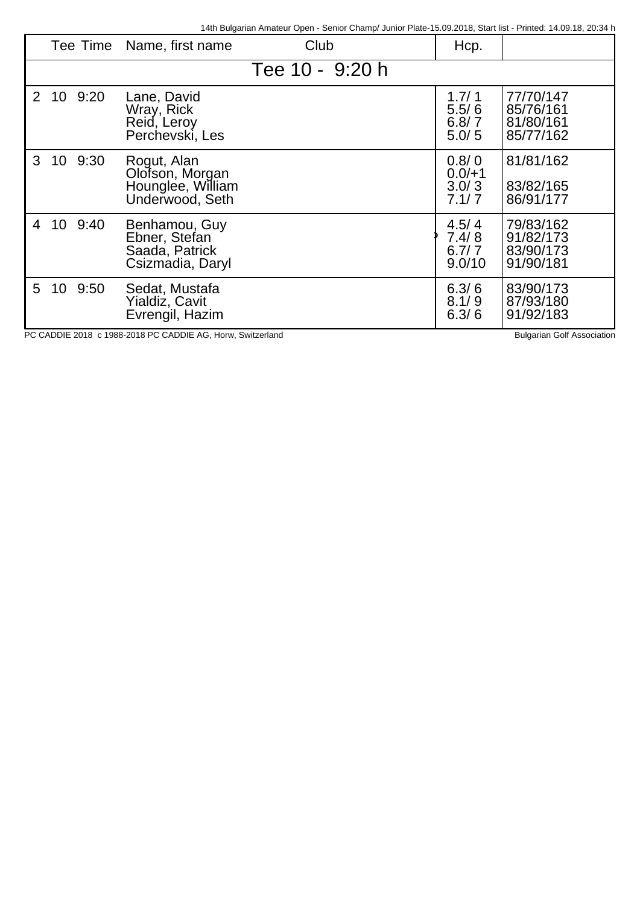| Tee Time | Name, first name | Club | Hcp. | |
|---|---|---|---|---|
| Tee 10 - 9:20 h | | | | |
| 2 10 9:20 | Lane, David | | 1.7/ 1 | 77/70/147 |
| | Wray, Rick | | 5.5/ 6 | 85/76/161 |
| | Reid, Leroy | | 6.8/ 7 | 81/80/161 |
| | Perchevski, Les | | 5.0/ 5 | 85/77/162 |
| 3 10 9:30 | Rogut, Alan | | 0.8/ 0 | 81/81/162 |
| | Olofson, Morgan | | 0.0/+1 | |
| | Hounglee, William | | 3.0/ 3 | 83/82/165 |
| | Underwood, Seth | | 7.1/ 7 | 86/91/177 |
| 4 10 9:40 | Benhamou, Guy | | 4.5/ 4 | 79/83/162 |
| | Ebner, Stefan | | 7.4/ 8 | 91/82/173 |
| | Saada, Patrick | | 6.7/ 7 | 83/90/173 |
| | Csizmadia, Daryl | | 9.0/10 | 91/90/181 |
| 5 10 9:50 | Sedat, Mustafa | | 6.3/ 6 | 83/90/173 |
| | Yialdiz, Cavit | | 8.1/ 9 | 87/93/180 |
| | Evrengil, Hazim | | 6.3/ 6 | 91/92/183 |